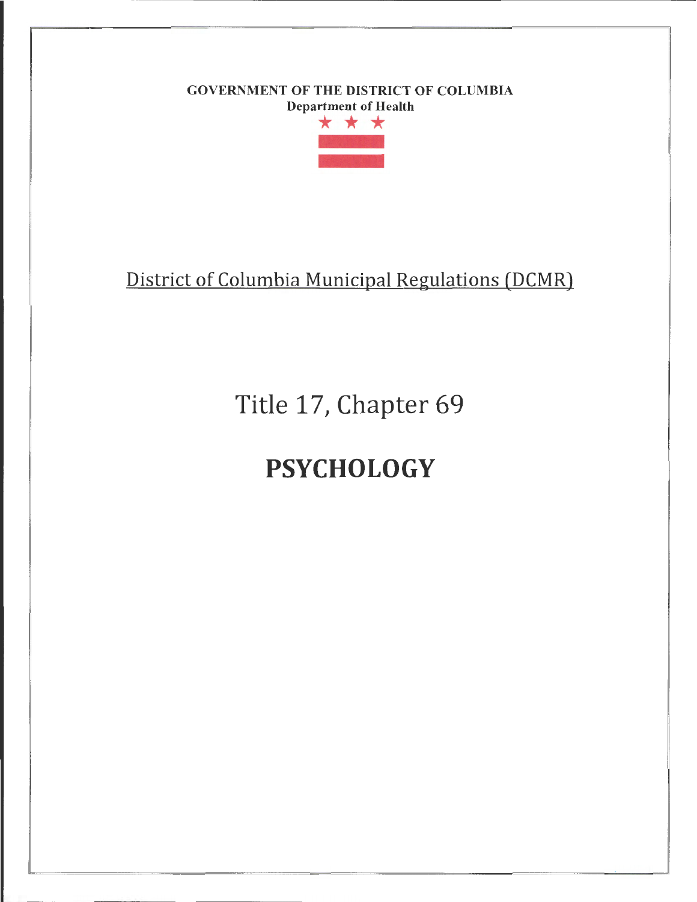**GOVERNMENT OF THE DISTRICT OF COLUMBIA**
**Department of Health**

District of Columbia Municipal Regulations (DCMR)

# Title 17, Chapter 69

# PSYCHOLOGY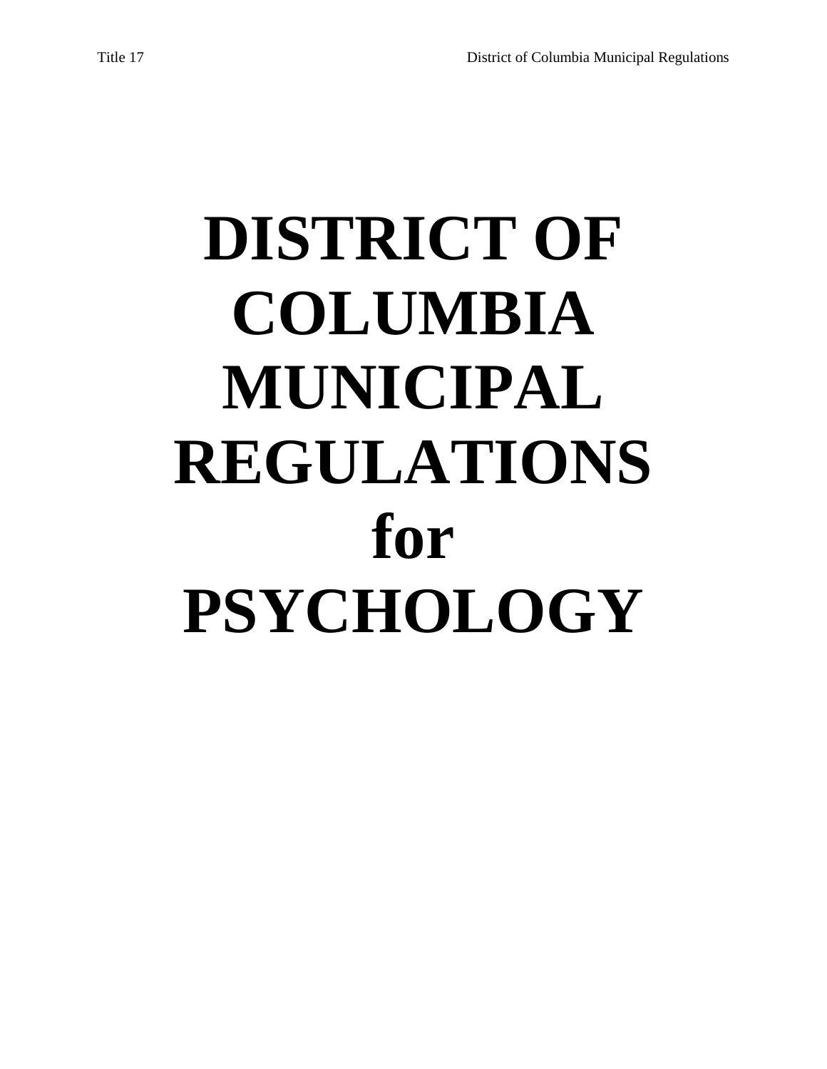# DISTRICT OF COLUMBIA MUNICIPAL REGULATIONS for PSYCHOLOGY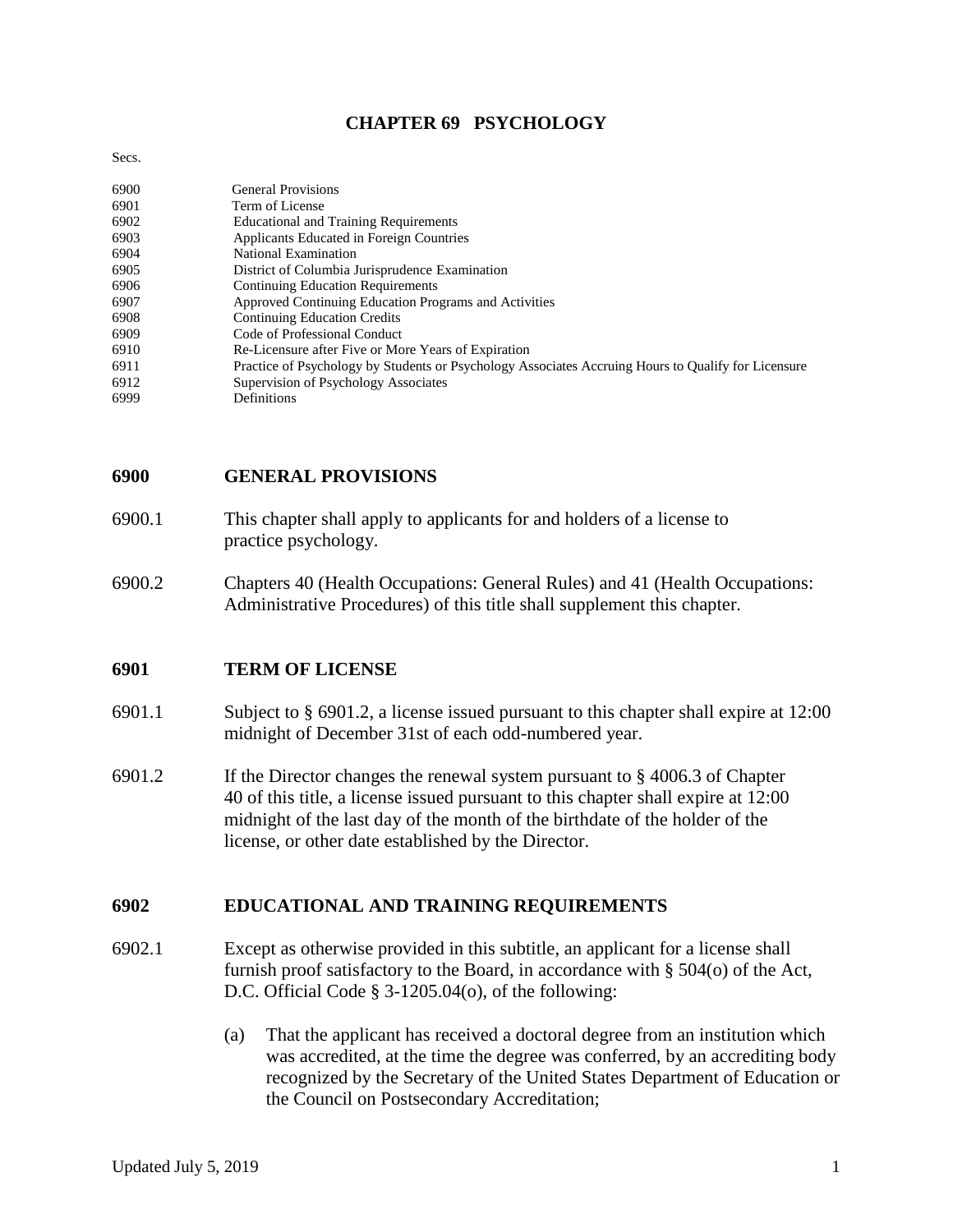# CHAPTER 69 PSYCHOLOGY

Secs.

| | |
|---|---|
| 6900 | General Provisions |
| 6901 | Term of License |
| 6902 | Educational and Training Requirements |
| 6903 | Applicants Educated in Foreign Countries |
| 6904 | National Examination |
| 6905 | District of Columbia Jurisprudence Examination |
| 6906 | Continuing Education Requirements |
| 6907 | Approved Continuing Education Programs and Activities |
| 6908 | Continuing Education Credits |
| 6909 | Code of Professional Conduct |
| 6910 | Re-Licensure after Five or More Years of Expiration |
| 6911 | Practice of Psychology by Students or Psychology Associates Accruing Hours to Qualify for Licensure |
| 6912 | Supervision of Psychology Associates |
| 6999 | Definitions |

## 6900 GENERAL PROVISIONS

6900.1 This chapter shall apply to applicants for and holders of a license to practice psychology.

6900.2 Chapters 40 (Health Occupations: General Rules) and 41 (Health Occupations: Administrative Procedures) of this title shall supplement this chapter.

## 6901 TERM OF LICENSE

6901.1 Subject to § 6901.2, a license issued pursuant to this chapter shall expire at 12:00 midnight of December 31st of each odd-numbered year.

6901.2 If the Director changes the renewal system pursuant to § 4006.3 of Chapter 40 of this title, a license issued pursuant to this chapter shall expire at 12:00 midnight of the last day of the month of the birthdate of the holder of the license, or other date established by the Director.

## 6902 EDUCATIONAL AND TRAINING REQUIREMENTS

6902.1 Except as otherwise provided in this subtitle, an applicant for a license shall furnish proof satisfactory to the Board, in accordance with § 504(o) of the Act, D.C. Official Code § 3-1205.04(o), of the following:

(a) That the applicant has received a doctoral degree from an institution which was accredited, at the time the degree was conferred, by an accrediting body recognized by the Secretary of the United States Department of Education or the Council on Postsecondary Accreditation;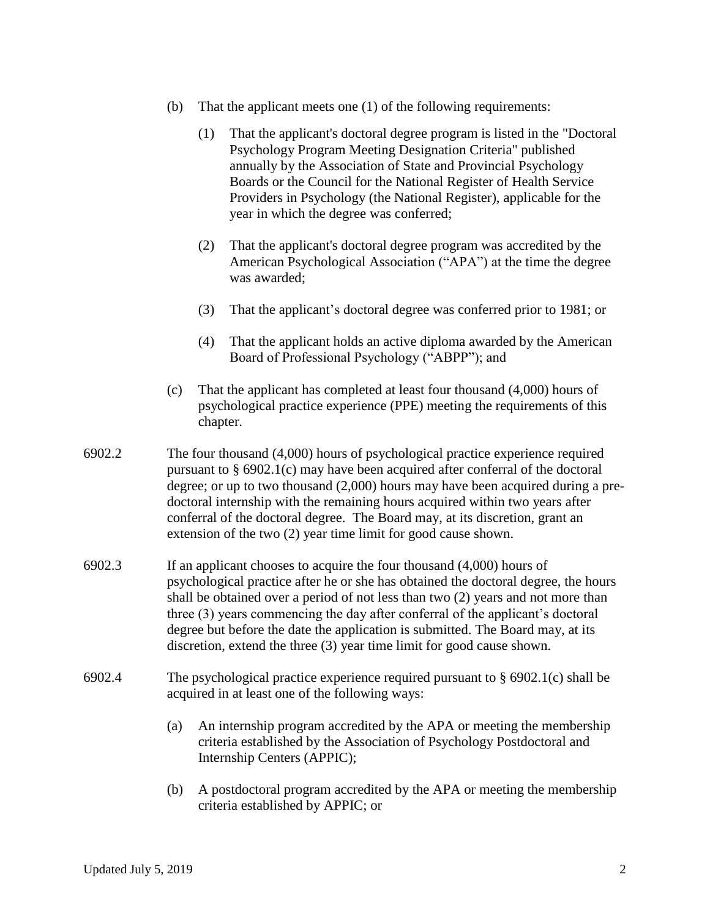(b) That the applicant meets one (1) of the following requirements:

(1) That the applicant's doctoral degree program is listed in the "Doctoral Psychology Program Meeting Designation Criteria" published annually by the Association of State and Provincial Psychology Boards or the Council for the National Register of Health Service Providers in Psychology (the National Register), applicable for the year in which the degree was conferred;

(2) That the applicant's doctoral degree program was accredited by the American Psychological Association ("APA") at the time the degree was awarded;

(3) That the applicant's doctoral degree was conferred prior to 1981; or

(4) That the applicant holds an active diploma awarded by the American Board of Professional Psychology ("ABPP"); and

(c) That the applicant has completed at least four thousand (4,000) hours of psychological practice experience (PPE) meeting the requirements of this chapter.

6902.2 The four thousand (4,000) hours of psychological practice experience required pursuant to § 6902.1(c) may have been acquired after conferral of the doctoral degree; or up to two thousand (2,000) hours may have been acquired during a pre-doctoral internship with the remaining hours acquired within two years after conferral of the doctoral degree. The Board may, at its discretion, grant an extension of the two (2) year time limit for good cause shown.

6902.3 If an applicant chooses to acquire the four thousand (4,000) hours of psychological practice after he or she has obtained the doctoral degree, the hours shall be obtained over a period of not less than two (2) years and not more than three (3) years commencing the day after conferral of the applicant's doctoral degree but before the date the application is submitted. The Board may, at its discretion, extend the three (3) year time limit for good cause shown.

6902.4 The psychological practice experience required pursuant to § 6902.1(c) shall be acquired in at least one of the following ways:

(a) An internship program accredited by the APA or meeting the membership criteria established by the Association of Psychology Postdoctoral and Internship Centers (APPIC);

(b) A postdoctoral program accredited by the APA or meeting the membership criteria established by APPIC; or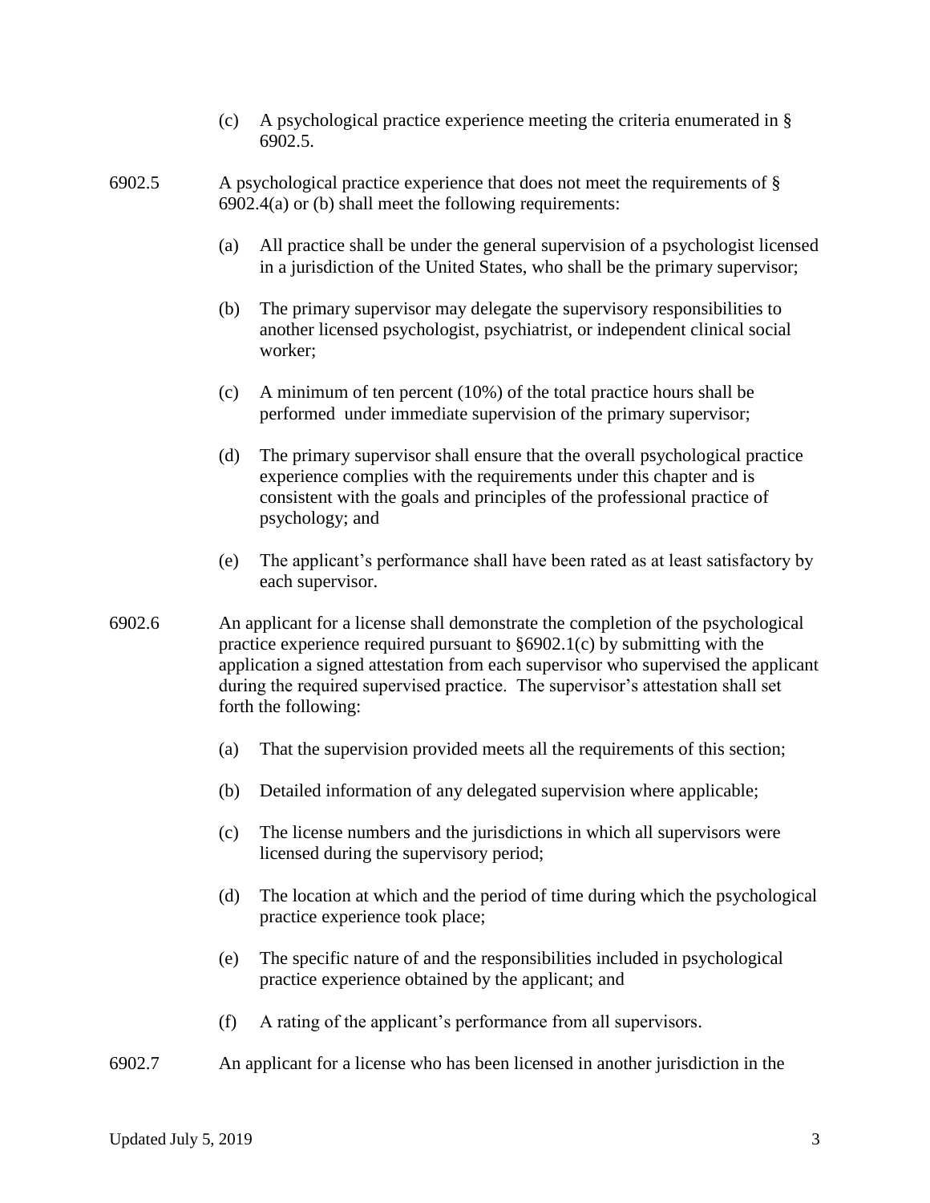(c) A psychological practice experience meeting the criteria enumerated in § 6902.5.

6902.5 A psychological practice experience that does not meet the requirements of § 6902.4(a) or (b) shall meet the following requirements:

(a) All practice shall be under the general supervision of a psychologist licensed in a jurisdiction of the United States, who shall be the primary supervisor;

(b) The primary supervisor may delegate the supervisory responsibilities to another licensed psychologist, psychiatrist, or independent clinical social worker;

(c) A minimum of ten percent (10%) of the total practice hours shall be performed under immediate supervision of the primary supervisor;

(d) The primary supervisor shall ensure that the overall psychological practice experience complies with the requirements under this chapter and is consistent with the goals and principles of the professional practice of psychology; and

(e) The applicant's performance shall have been rated as at least satisfactory by each supervisor.

6902.6 An applicant for a license shall demonstrate the completion of the psychological practice experience required pursuant to §6902.1(c) by submitting with the application a signed attestation from each supervisor who supervised the applicant during the required supervised practice. The supervisor's attestation shall set forth the following:

(a) That the supervision provided meets all the requirements of this section;

(b) Detailed information of any delegated supervision where applicable;

(c) The license numbers and the jurisdictions in which all supervisors were licensed during the supervisory period;

(d) The location at which and the period of time during which the psychological practice experience took place;

(e) The specific nature of and the responsibilities included in psychological practice experience obtained by the applicant; and

(f) A rating of the applicant's performance from all supervisors.

6902.7 An applicant for a license who has been licensed in another jurisdiction in the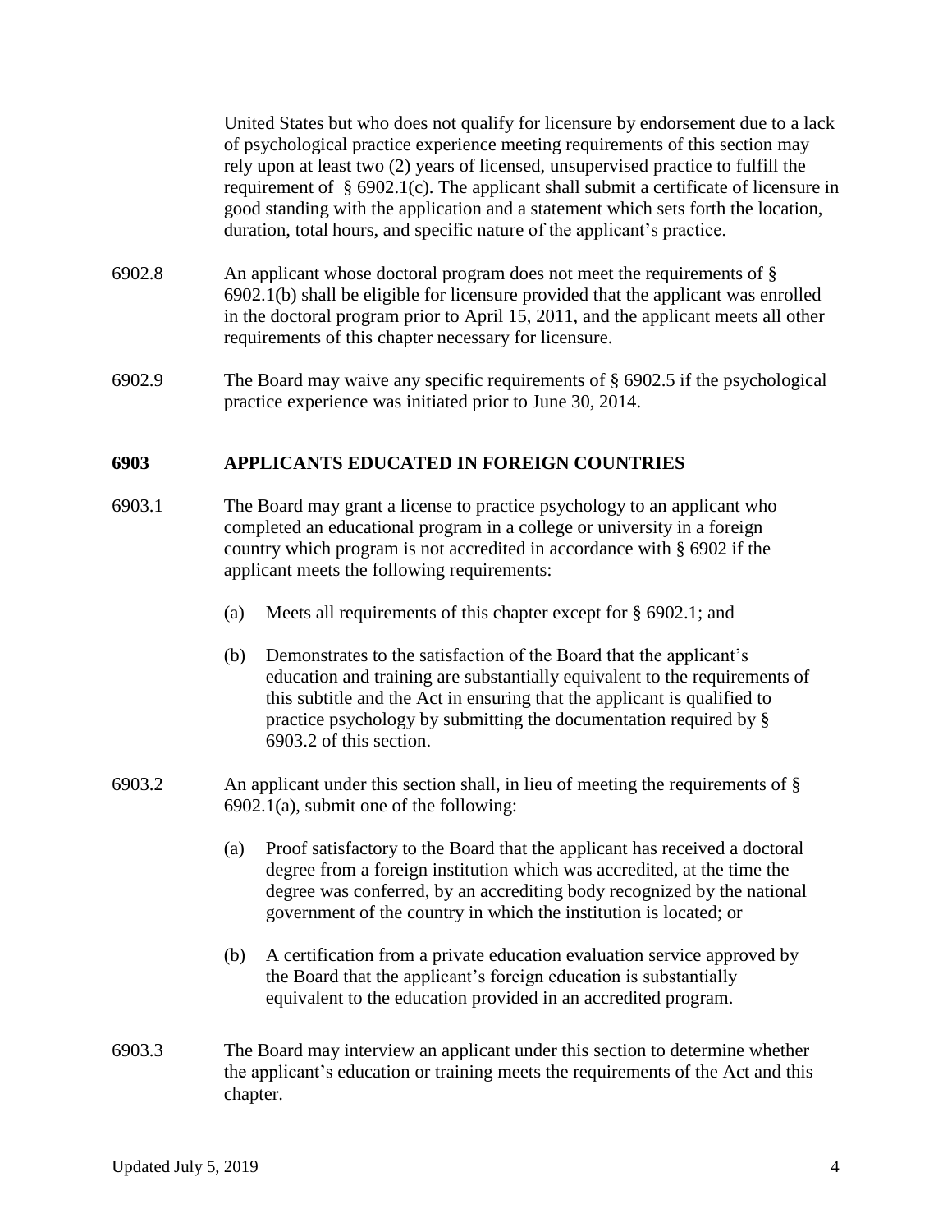United States but who does not qualify for licensure by endorsement due to a lack of psychological practice experience meeting requirements of this section may rely upon at least two (2) years of licensed, unsupervised practice to fulfill the requirement of § 6902.1(c). The applicant shall submit a certificate of licensure in good standing with the application and a statement which sets forth the location, duration, total hours, and specific nature of the applicant's practice.

6902.8 An applicant whose doctoral program does not meet the requirements of § 6902.1(b) shall be eligible for licensure provided that the applicant was enrolled in the doctoral program prior to April 15, 2011, and the applicant meets all other requirements of this chapter necessary for licensure.

6902.9 The Board may waive any specific requirements of § 6902.5 if the psychological practice experience was initiated prior to June 30, 2014.

## 6903 APPLICANTS EDUCATED IN FOREIGN COUNTRIES

6903.1 The Board may grant a license to practice psychology to an applicant who completed an educational program in a college or university in a foreign country which program is not accredited in accordance with § 6902 if the applicant meets the following requirements:

(a) Meets all requirements of this chapter except for § 6902.1; and

(b) Demonstrates to the satisfaction of the Board that the applicant's education and training are substantially equivalent to the requirements of this subtitle and the Act in ensuring that the applicant is qualified to practice psychology by submitting the documentation required by § 6903.2 of this section.

6903.2 An applicant under this section shall, in lieu of meeting the requirements of § 6902.1(a), submit one of the following:

(a) Proof satisfactory to the Board that the applicant has received a doctoral degree from a foreign institution which was accredited, at the time the degree was conferred, by an accrediting body recognized by the national government of the country in which the institution is located; or

(b) A certification from a private education evaluation service approved by the Board that the applicant's foreign education is substantially equivalent to the education provided in an accredited program.

6903.3 The Board may interview an applicant under this section to determine whether the applicant's education or training meets the requirements of the Act and this chapter.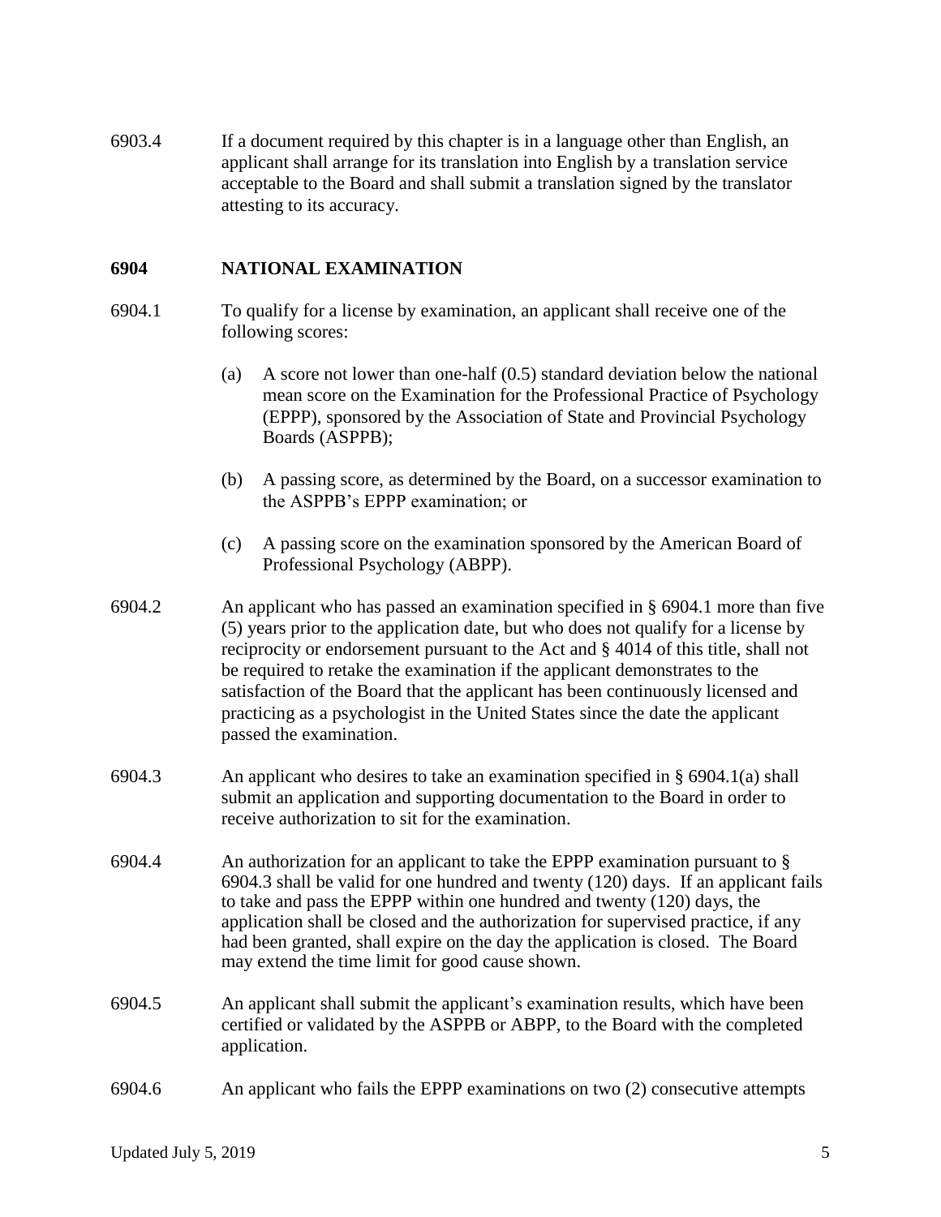6903.4 If a document required by this chapter is in a language other than English, an applicant shall arrange for its translation into English by a translation service acceptable to the Board and shall submit a translation signed by the translator attesting to its accuracy.

## 6904 NATIONAL EXAMINATION

6904.1 To qualify for a license by examination, an applicant shall receive one of the following scores:

(a) A score not lower than one-half (0.5) standard deviation below the national mean score on the Examination for the Professional Practice of Psychology (EPPP), sponsored by the Association of State and Provincial Psychology Boards (ASPPB);

(b) A passing score, as determined by the Board, on a successor examination to the ASPPB's EPPP examination; or

(c) A passing score on the examination sponsored by the American Board of Professional Psychology (ABPP).

6904.2 An applicant who has passed an examination specified in § 6904.1 more than five (5) years prior to the application date, but who does not qualify for a license by reciprocity or endorsement pursuant to the Act and § 4014 of this title, shall not be required to retake the examination if the applicant demonstrates to the satisfaction of the Board that the applicant has been continuously licensed and practicing as a psychologist in the United States since the date the applicant passed the examination.

6904.3 An applicant who desires to take an examination specified in § 6904.1(a) shall submit an application and supporting documentation to the Board in order to receive authorization to sit for the examination.

6904.4 An authorization for an applicant to take the EPPP examination pursuant to § 6904.3 shall be valid for one hundred and twenty (120) days. If an applicant fails to take and pass the EPPP within one hundred and twenty (120) days, the application shall be closed and the authorization for supervised practice, if any had been granted, shall expire on the day the application is closed. The Board may extend the time limit for good cause shown.

6904.5 An applicant shall submit the applicant's examination results, which have been certified or validated by the ASPPB or ABPP, to the Board with the completed application.

6904.6 An applicant who fails the EPPP examinations on two (2) consecutive attempts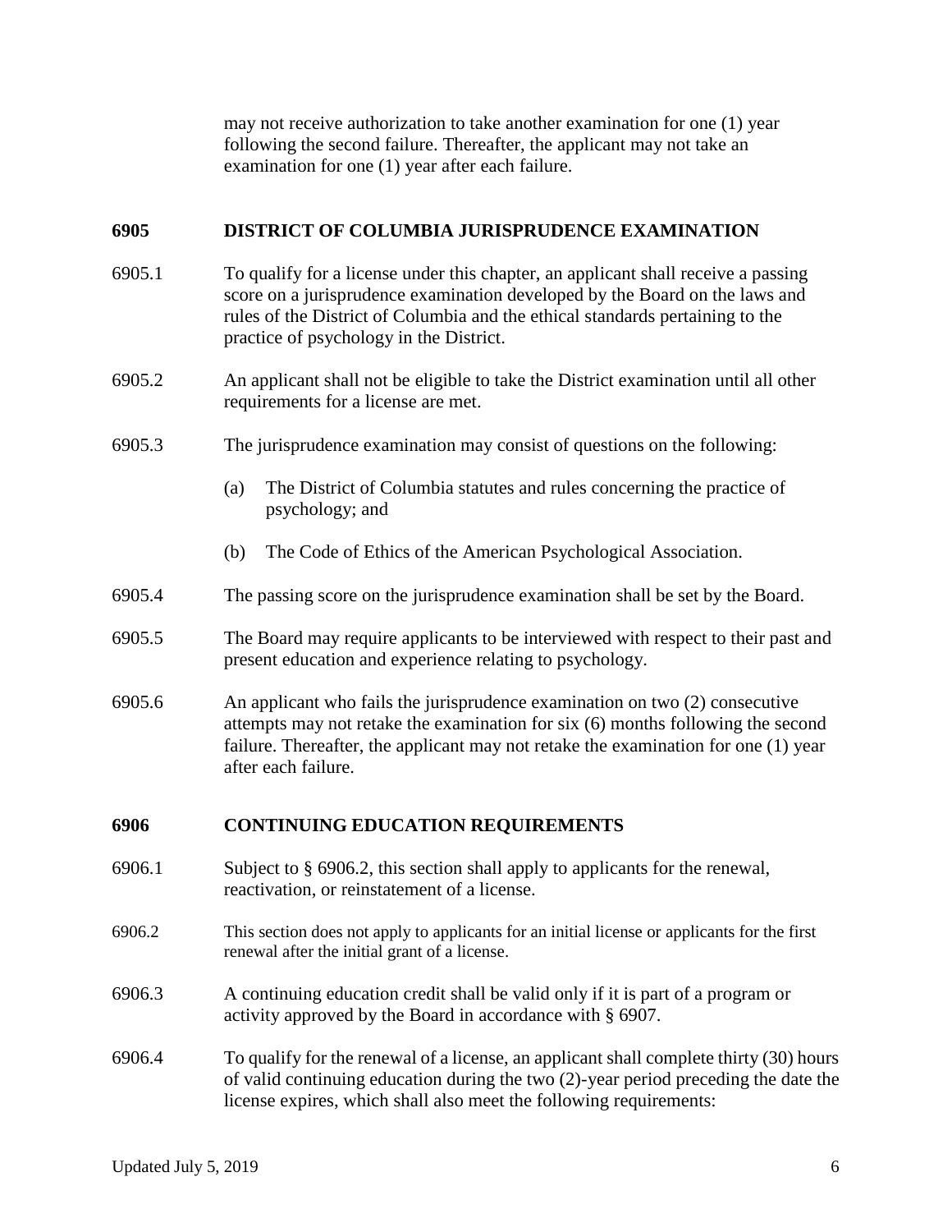may not receive authorization to take another examination for one (1) year following the second failure. Thereafter, the applicant may not take an examination for one (1) year after each failure.

## 6905 DISTRICT OF COLUMBIA JURISPRUDENCE EXAMINATION

6905.1 To qualify for a license under this chapter, an applicant shall receive a passing score on a jurisprudence examination developed by the Board on the laws and rules of the District of Columbia and the ethical standards pertaining to the practice of psychology in the District.

6905.2 An applicant shall not be eligible to take the District examination until all other requirements for a license are met.

6905.3 The jurisprudence examination may consist of questions on the following:

(a) The District of Columbia statutes and rules concerning the practice of psychology; and

(b) The Code of Ethics of the American Psychological Association.

6905.4 The passing score on the jurisprudence examination shall be set by the Board.

6905.5 The Board may require applicants to be interviewed with respect to their past and present education and experience relating to psychology.

6905.6 An applicant who fails the jurisprudence examination on two (2) consecutive attempts may not retake the examination for six (6) months following the second failure. Thereafter, the applicant may not retake the examination for one (1) year after each failure.

## 6906 CONTINUING EDUCATION REQUIREMENTS

6906.1 Subject to § 6906.2, this section shall apply to applicants for the renewal, reactivation, or reinstatement of a license.

6906.2 This section does not apply to applicants for an initial license or applicants for the first renewal after the initial grant of a license.

6906.3 A continuing education credit shall be valid only if it is part of a program or activity approved by the Board in accordance with § 6907.

6906.4 To qualify for the renewal of a license, an applicant shall complete thirty (30) hours of valid continuing education during the two (2)-year period preceding the date the license expires, which shall also meet the following requirements: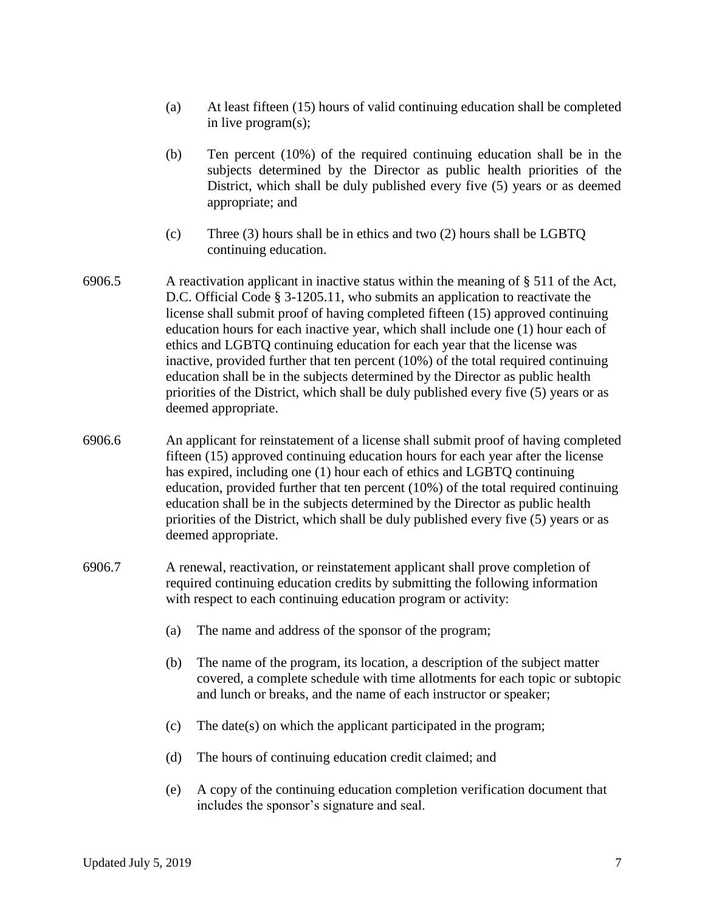(a) At least fifteen (15) hours of valid continuing education shall be completed in live program(s);

(b) Ten percent (10%) of the required continuing education shall be in the subjects determined by the Director as public health priorities of the District, which shall be duly published every five (5) years or as deemed appropriate; and

(c) Three (3) hours shall be in ethics and two (2) hours shall be LGBTQ continuing education.

6906.5 A reactivation applicant in inactive status within the meaning of § 511 of the Act, D.C. Official Code § 3-1205.11, who submits an application to reactivate the license shall submit proof of having completed fifteen (15) approved continuing education hours for each inactive year, which shall include one (1) hour each of ethics and LGBTQ continuing education for each year that the license was inactive, provided further that ten percent (10%) of the total required continuing education shall be in the subjects determined by the Director as public health priorities of the District, which shall be duly published every five (5) years or as deemed appropriate.

6906.6 An applicant for reinstatement of a license shall submit proof of having completed fifteen (15) approved continuing education hours for each year after the license has expired, including one (1) hour each of ethics and LGBTQ continuing education, provided further that ten percent (10%) of the total required continuing education shall be in the subjects determined by the Director as public health priorities of the District, which shall be duly published every five (5) years or as deemed appropriate.

6906.7 A renewal, reactivation, or reinstatement applicant shall prove completion of required continuing education credits by submitting the following information with respect to each continuing education program or activity:

(a) The name and address of the sponsor of the program;

(b) The name of the program, its location, a description of the subject matter covered, a complete schedule with time allotments for each topic or subtopic and lunch or breaks, and the name of each instructor or speaker;

(c) The date(s) on which the applicant participated in the program;

(d) The hours of continuing education credit claimed; and

(e) A copy of the continuing education completion verification document that includes the sponsor's signature and seal.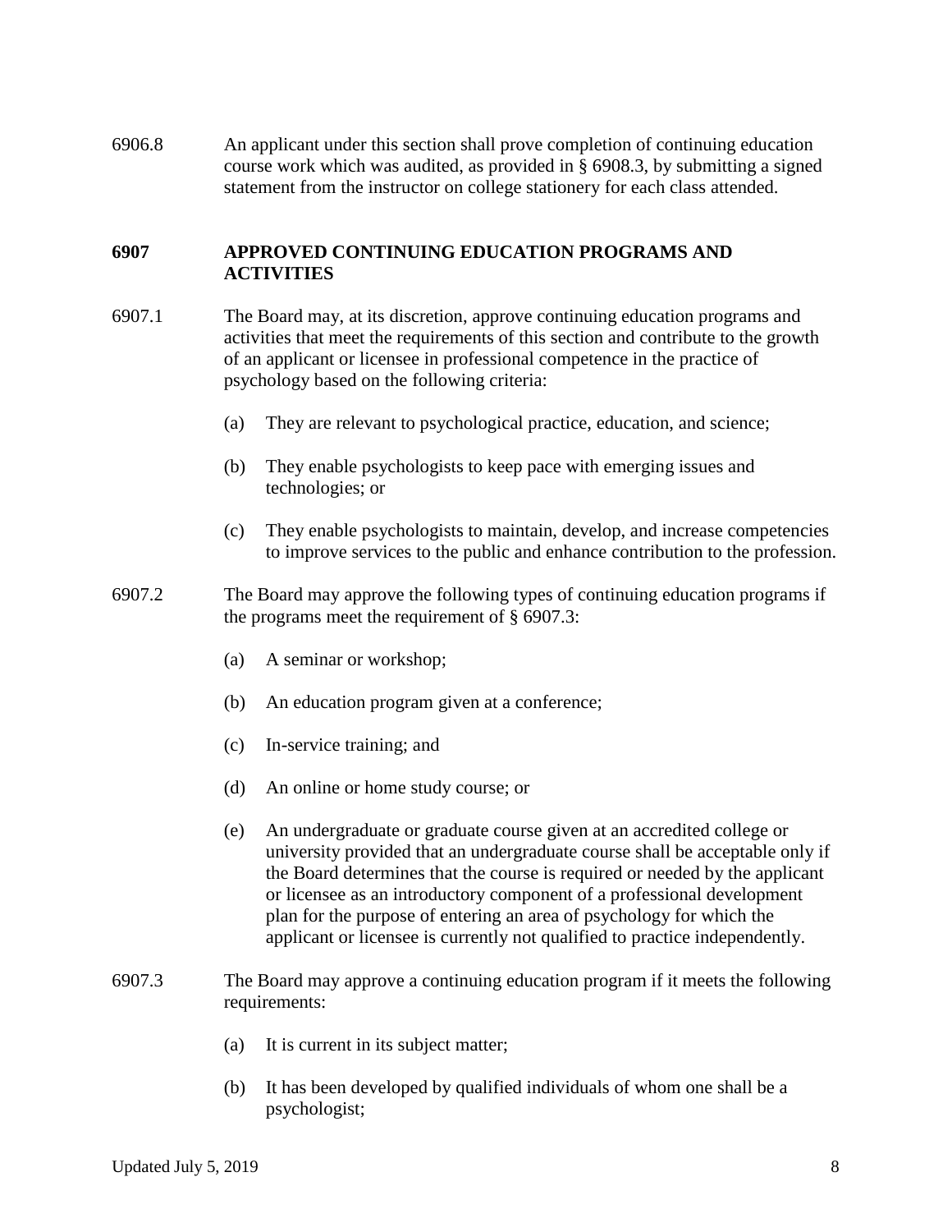6906.8 An applicant under this section shall prove completion of continuing education course work which was audited, as provided in § 6908.3, by submitting a signed statement from the instructor on college stationery for each class attended.

## 6907 APPROVED CONTINUING EDUCATION PROGRAMS AND ACTIVITIES

6907.1 The Board may, at its discretion, approve continuing education programs and activities that meet the requirements of this section and contribute to the growth of an applicant or licensee in professional competence in the practice of psychology based on the following criteria:

- (a) They are relevant to psychological practice, education, and science;
- (b) They enable psychologists to keep pace with emerging issues and technologies; or
- (c) They enable psychologists to maintain, develop, and increase competencies to improve services to the public and enhance contribution to the profession.

6907.2 The Board may approve the following types of continuing education programs if the programs meet the requirement of § 6907.3:

- (a) A seminar or workshop;
- (b) An education program given at a conference;
- (c) In-service training; and
- (d) An online or home study course; or
- (e) An undergraduate or graduate course given at an accredited college or university provided that an undergraduate course shall be acceptable only if the Board determines that the course is required or needed by the applicant or licensee as an introductory component of a professional development plan for the purpose of entering an area of psychology for which the applicant or licensee is currently not qualified to practice independently.

6907.3 The Board may approve a continuing education program if it meets the following requirements:

- (a) It is current in its subject matter;
- (b) It has been developed by qualified individuals of whom one shall be a psychologist;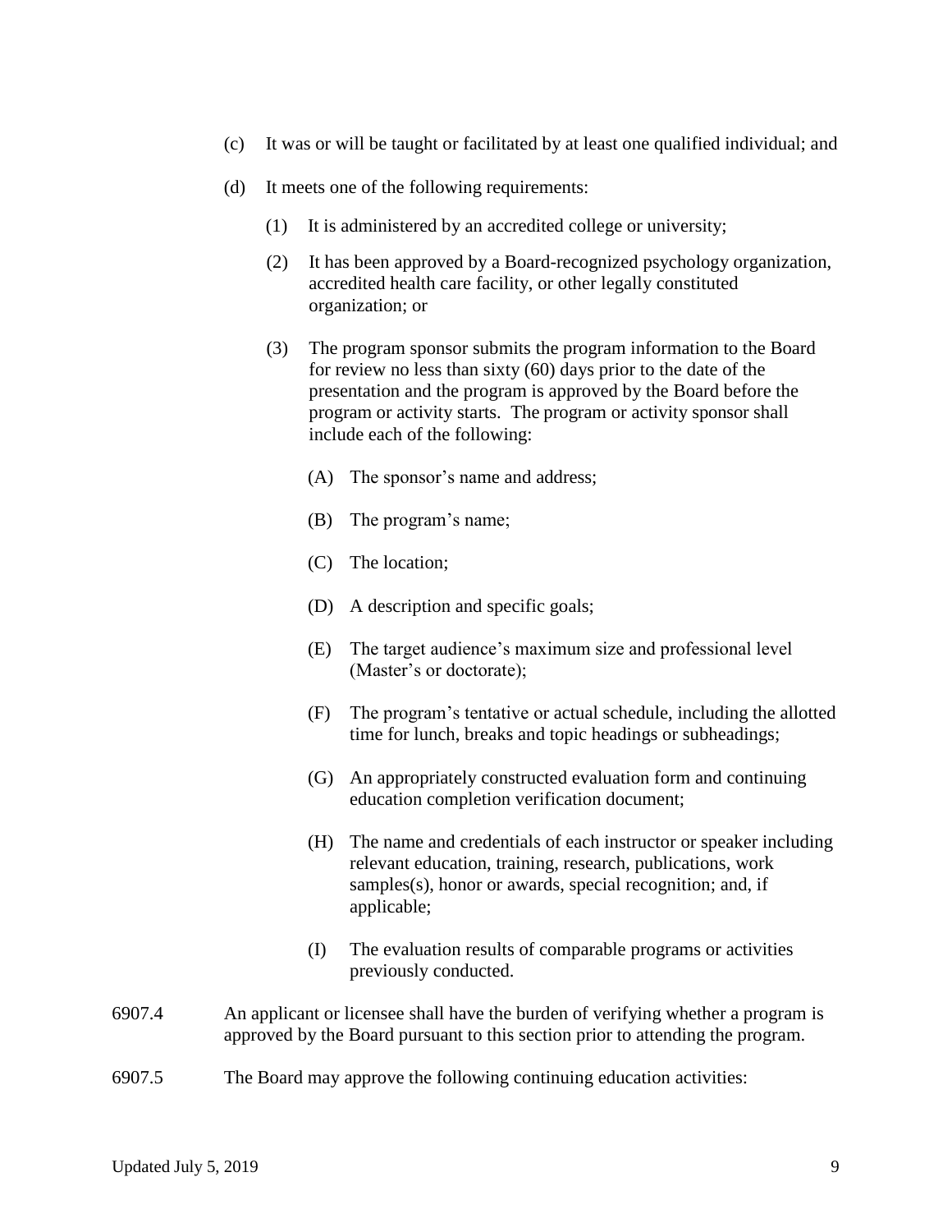(c) It was or will be taught or facilitated by at least one qualified individual; and

(d) It meets one of the following requirements:

(1) It is administered by an accredited college or university;

(2) It has been approved by a Board-recognized psychology organization, accredited health care facility, or other legally constituted organization; or

(3) The program sponsor submits the program information to the Board for review no less than sixty (60) days prior to the date of the presentation and the program is approved by the Board before the program or activity starts. The program or activity sponsor shall include each of the following:

(A) The sponsor's name and address;

(B) The program's name;

(C) The location;

(D) A description and specific goals;

(E) The target audience's maximum size and professional level (Master's or doctorate);

(F) The program's tentative or actual schedule, including the allotted time for lunch, breaks and topic headings or subheadings;

(G) An appropriately constructed evaluation form and continuing education completion verification document;

(H) The name and credentials of each instructor or speaker including relevant education, training, research, publications, work samples(s), honor or awards, special recognition; and, if applicable;

(I) The evaluation results of comparable programs or activities previously conducted.

6907.4 An applicant or licensee shall have the burden of verifying whether a program is approved by the Board pursuant to this section prior to attending the program.

6907.5 The Board may approve the following continuing education activities: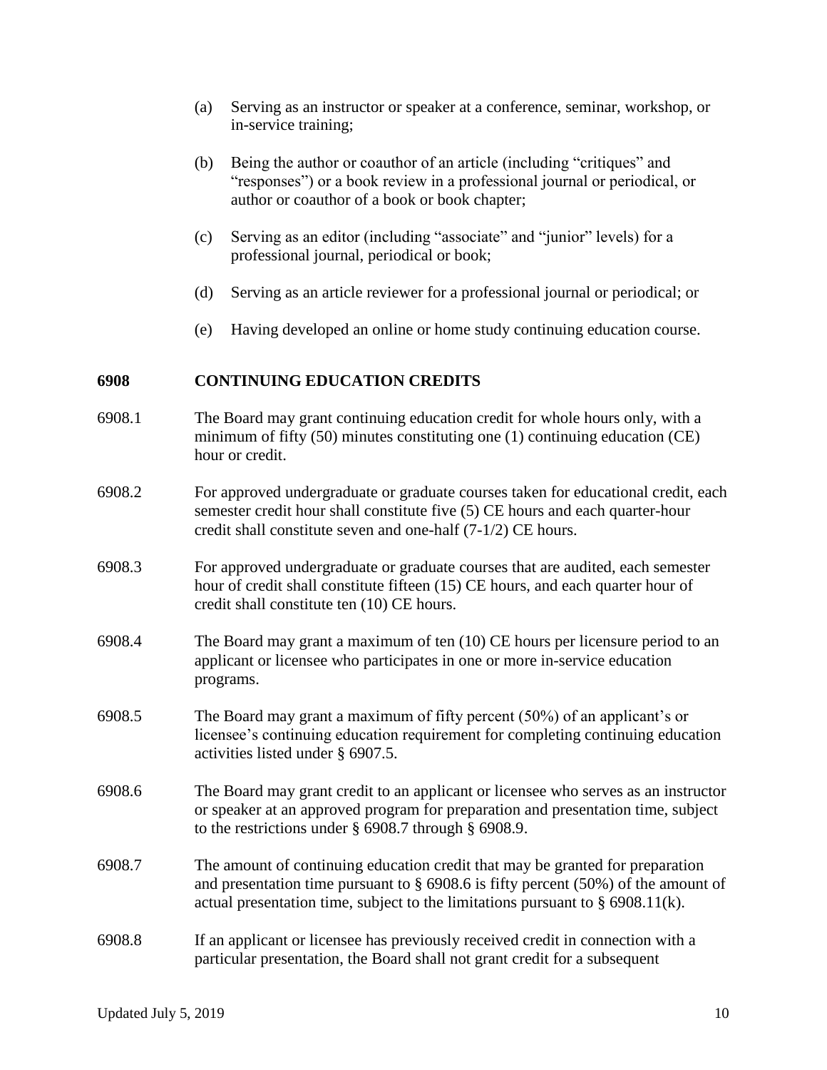(a) Serving as an instructor or speaker at a conference, seminar, workshop, or in-service training;

(b) Being the author or coauthor of an article (including "critiques" and "responses") or a book review in a professional journal or periodical, or author or coauthor of a book or book chapter;

(c) Serving as an editor (including "associate" and "junior" levels) for a professional journal, periodical or book;

(d) Serving as an article reviewer for a professional journal or periodical; or

(e) Having developed an online or home study continuing education course.

## 6908 CONTINUING EDUCATION CREDITS

6908.1 The Board may grant continuing education credit for whole hours only, with a minimum of fifty (50) minutes constituting one (1) continuing education (CE) hour or credit.

6908.2 For approved undergraduate or graduate courses taken for educational credit, each semester credit hour shall constitute five (5) CE hours and each quarter-hour credit shall constitute seven and one-half (7-1/2) CE hours.

6908.3 For approved undergraduate or graduate courses that are audited, each semester hour of credit shall constitute fifteen (15) CE hours, and each quarter hour of credit shall constitute ten (10) CE hours.

6908.4 The Board may grant a maximum of ten (10) CE hours per licensure period to an applicant or licensee who participates in one or more in-service education programs.

6908.5 The Board may grant a maximum of fifty percent (50%) of an applicant's or licensee's continuing education requirement for completing continuing education activities listed under § 6907.5.

6908.6 The Board may grant credit to an applicant or licensee who serves as an instructor or speaker at an approved program for preparation and presentation time, subject to the restrictions under § 6908.7 through § 6908.9.

6908.7 The amount of continuing education credit that may be granted for preparation and presentation time pursuant to § 6908.6 is fifty percent (50%) of the amount of actual presentation time, subject to the limitations pursuant to § 6908.11(k).

6908.8 If an applicant or licensee has previously received credit in connection with a particular presentation, the Board shall not grant credit for a subsequent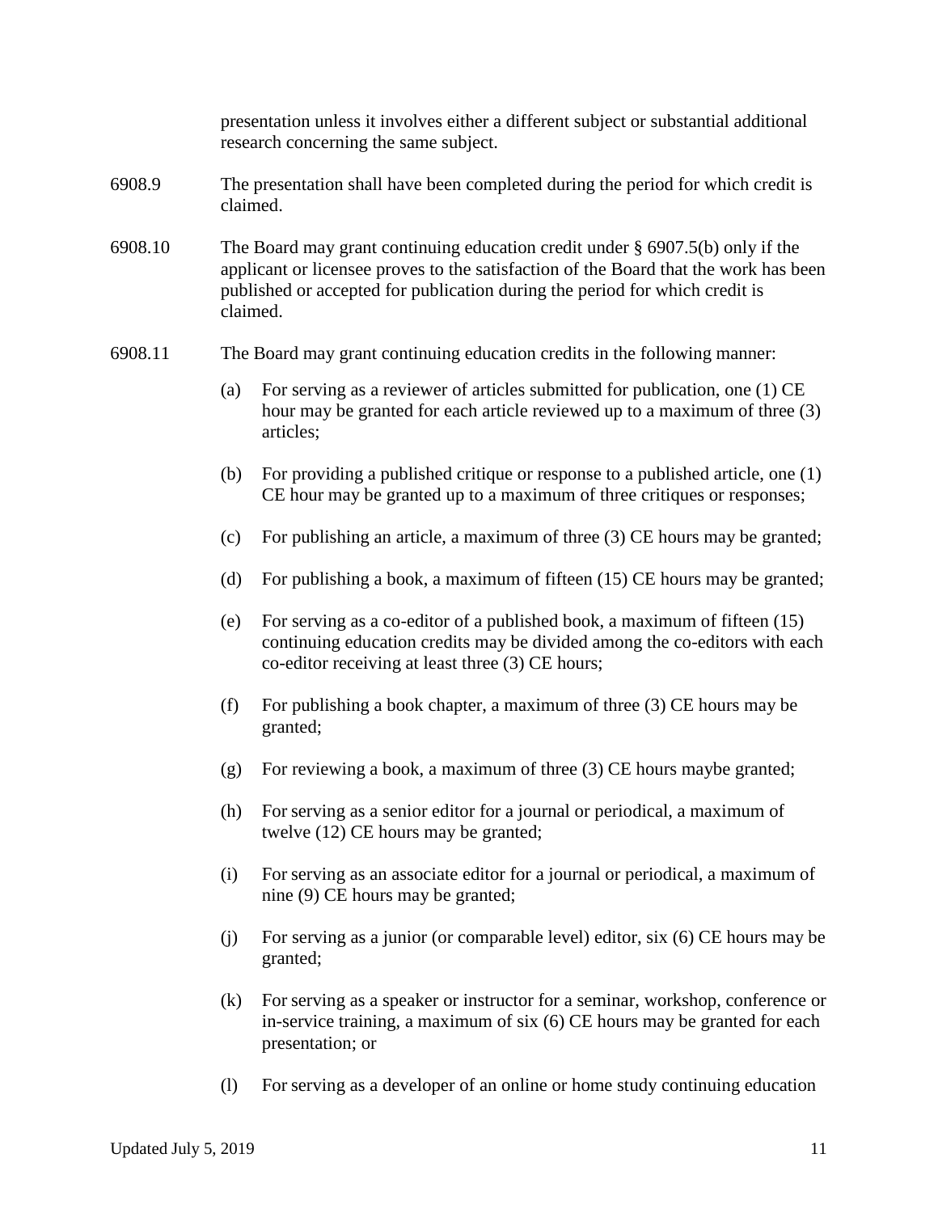presentation unless it involves either a different subject or substantial additional research concerning the same subject.

6908.9 The presentation shall have been completed during the period for which credit is claimed.

6908.10 The Board may grant continuing education credit under § 6907.5(b) only if the applicant or licensee proves to the satisfaction of the Board that the work has been published or accepted for publication during the period for which credit is claimed.

6908.11 The Board may grant continuing education credits in the following manner:

(a) For serving as a reviewer of articles submitted for publication, one (1) CE hour may be granted for each article reviewed up to a maximum of three (3) articles;

(b) For providing a published critique or response to a published article, one (1) CE hour may be granted up to a maximum of three critiques or responses;

(c) For publishing an article, a maximum of three (3) CE hours may be granted;

(d) For publishing a book, a maximum of fifteen (15) CE hours may be granted;

(e) For serving as a co-editor of a published book, a maximum of fifteen (15) continuing education credits may be divided among the co-editors with each co-editor receiving at least three (3) CE hours;

(f) For publishing a book chapter, a maximum of three (3) CE hours may be granted;

(g) For reviewing a book, a maximum of three (3) CE hours maybe granted;

(h) For serving as a senior editor for a journal or periodical, a maximum of twelve (12) CE hours may be granted;

(i) For serving as an associate editor for a journal or periodical, a maximum of nine (9) CE hours may be granted;

(j) For serving as a junior (or comparable level) editor, six (6) CE hours may be granted;

(k) For serving as a speaker or instructor for a seminar, workshop, conference or in-service training, a maximum of six (6) CE hours may be granted for each presentation; or

(l) For serving as a developer of an online or home study continuing education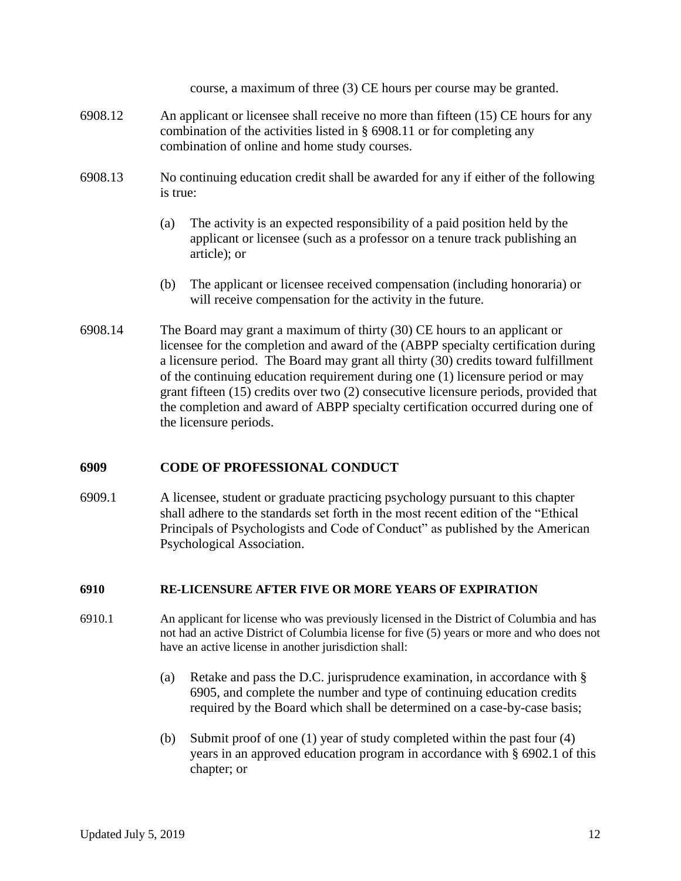course, a maximum of three (3) CE hours per course may be granted.

6908.12 An applicant or licensee shall receive no more than fifteen (15) CE hours for any combination of the activities listed in § 6908.11 or for completing any combination of online and home study courses.

6908.13 No continuing education credit shall be awarded for any if either of the following is true:

(a) The activity is an expected responsibility of a paid position held by the applicant or licensee (such as a professor on a tenure track publishing an article); or

(b) The applicant or licensee received compensation (including honoraria) or will receive compensation for the activity in the future.

6908.14 The Board may grant a maximum of thirty (30) CE hours to an applicant or licensee for the completion and award of the (ABPP specialty certification during a licensure period. The Board may grant all thirty (30) credits toward fulfillment of the continuing education requirement during one (1) licensure period or may grant fifteen (15) credits over two (2) consecutive licensure periods, provided that the completion and award of ABPP specialty certification occurred during one of the licensure periods.

## 6909 CODE OF PROFESSIONAL CONDUCT

6909.1 A licensee, student or graduate practicing psychology pursuant to this chapter shall adhere to the standards set forth in the most recent edition of the "Ethical Principals of Psychologists and Code of Conduct" as published by the American Psychological Association.

## 6910 RE-LICENSURE AFTER FIVE OR MORE YEARS OF EXPIRATION

6910.1 An applicant for license who was previously licensed in the District of Columbia and has not had an active District of Columbia license for five (5) years or more and who does not have an active license in another jurisdiction shall:

(a) Retake and pass the D.C. jurisprudence examination, in accordance with § 6905, and complete the number and type of continuing education credits required by the Board which shall be determined on a case-by-case basis;

(b) Submit proof of one (1) year of study completed within the past four (4) years in an approved education program in accordance with § 6902.1 of this chapter; or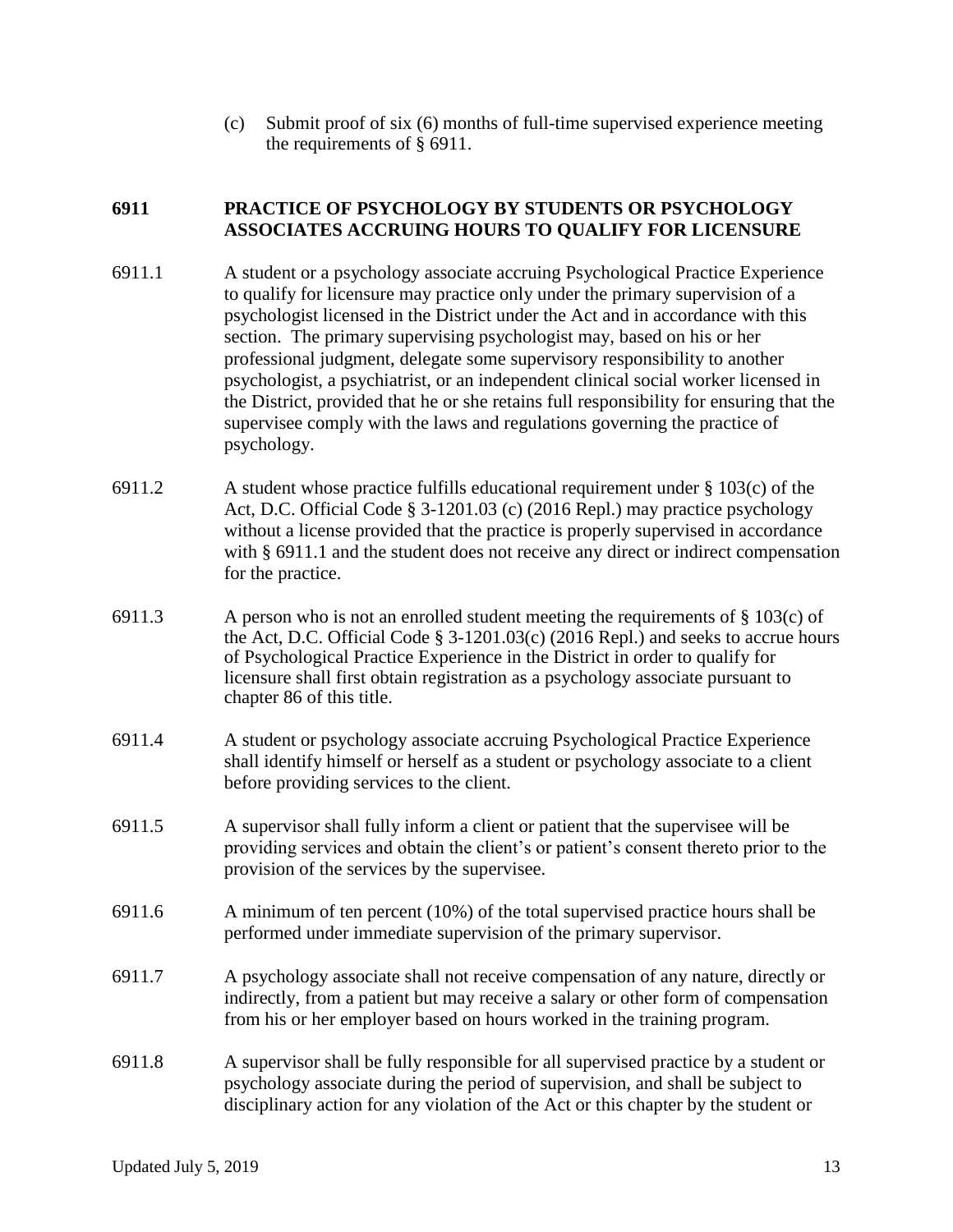(c) Submit proof of six (6) months of full-time supervised experience meeting the requirements of § 6911.

## 6911 PRACTICE OF PSYCHOLOGY BY STUDENTS OR PSYCHOLOGY ASSOCIATES ACCRUING HOURS TO QUALIFY FOR LICENSURE

6911.1 A student or a psychology associate accruing Psychological Practice Experience to qualify for licensure may practice only under the primary supervision of a psychologist licensed in the District under the Act and in accordance with this section. The primary supervising psychologist may, based on his or her professional judgment, delegate some supervisory responsibility to another psychologist, a psychiatrist, or an independent clinical social worker licensed in the District, provided that he or she retains full responsibility for ensuring that the supervisee comply with the laws and regulations governing the practice of psychology.

6911.2 A student whose practice fulfills educational requirement under § 103(c) of the Act, D.C. Official Code § 3-1201.03 (c) (2016 Repl.) may practice psychology without a license provided that the practice is properly supervised in accordance with § 6911.1 and the student does not receive any direct or indirect compensation for the practice.

6911.3 A person who is not an enrolled student meeting the requirements of § 103(c) of the Act, D.C. Official Code § 3-1201.03(c) (2016 Repl.) and seeks to accrue hours of Psychological Practice Experience in the District in order to qualify for licensure shall first obtain registration as a psychology associate pursuant to chapter 86 of this title.

6911.4 A student or psychology associate accruing Psychological Practice Experience shall identify himself or herself as a student or psychology associate to a client before providing services to the client.

6911.5 A supervisor shall fully inform a client or patient that the supervisee will be providing services and obtain the client's or patient's consent thereto prior to the provision of the services by the supervisee.

6911.6 A minimum of ten percent (10%) of the total supervised practice hours shall be performed under immediate supervision of the primary supervisor.

6911.7 A psychology associate shall not receive compensation of any nature, directly or indirectly, from a patient but may receive a salary or other form of compensation from his or her employer based on hours worked in the training program.

6911.8 A supervisor shall be fully responsible for all supervised practice by a student or psychology associate during the period of supervision, and shall be subject to disciplinary action for any violation of the Act or this chapter by the student or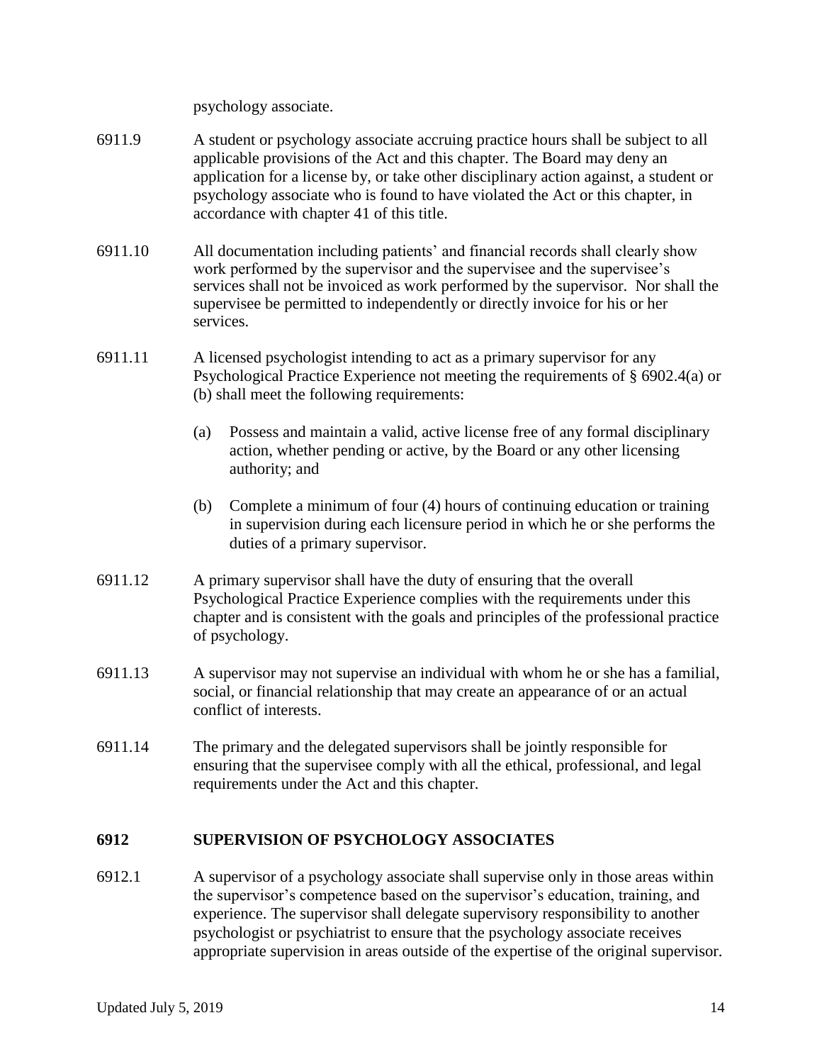psychology associate.

6911.9 A student or psychology associate accruing practice hours shall be subject to all applicable provisions of the Act and this chapter. The Board may deny an application for a license by, or take other disciplinary action against, a student or psychology associate who is found to have violated the Act or this chapter, in accordance with chapter 41 of this title.

6911.10 All documentation including patients' and financial records shall clearly show work performed by the supervisor and the supervisee and the supervisee's services shall not be invoiced as work performed by the supervisor. Nor shall the supervisee be permitted to independently or directly invoice for his or her services.

6911.11 A licensed psychologist intending to act as a primary supervisor for any Psychological Practice Experience not meeting the requirements of § 6902.4(a) or (b) shall meet the following requirements:

(a) Possess and maintain a valid, active license free of any formal disciplinary action, whether pending or active, by the Board or any other licensing authority; and

(b) Complete a minimum of four (4) hours of continuing education or training in supervision during each licensure period in which he or she performs the duties of a primary supervisor.

6911.12 A primary supervisor shall have the duty of ensuring that the overall Psychological Practice Experience complies with the requirements under this chapter and is consistent with the goals and principles of the professional practice of psychology.

6911.13 A supervisor may not supervise an individual with whom he or she has a familial, social, or financial relationship that may create an appearance of or an actual conflict of interests.

6911.14 The primary and the delegated supervisors shall be jointly responsible for ensuring that the supervisee comply with all the ethical, professional, and legal requirements under the Act and this chapter.

## 6912 SUPERVISION OF PSYCHOLOGY ASSOCIATES

6912.1 A supervisor of a psychology associate shall supervise only in those areas within the supervisor's competence based on the supervisor's education, training, and experience. The supervisor shall delegate supervisory responsibility to another psychologist or psychiatrist to ensure that the psychology associate receives appropriate supervision in areas outside of the expertise of the original supervisor.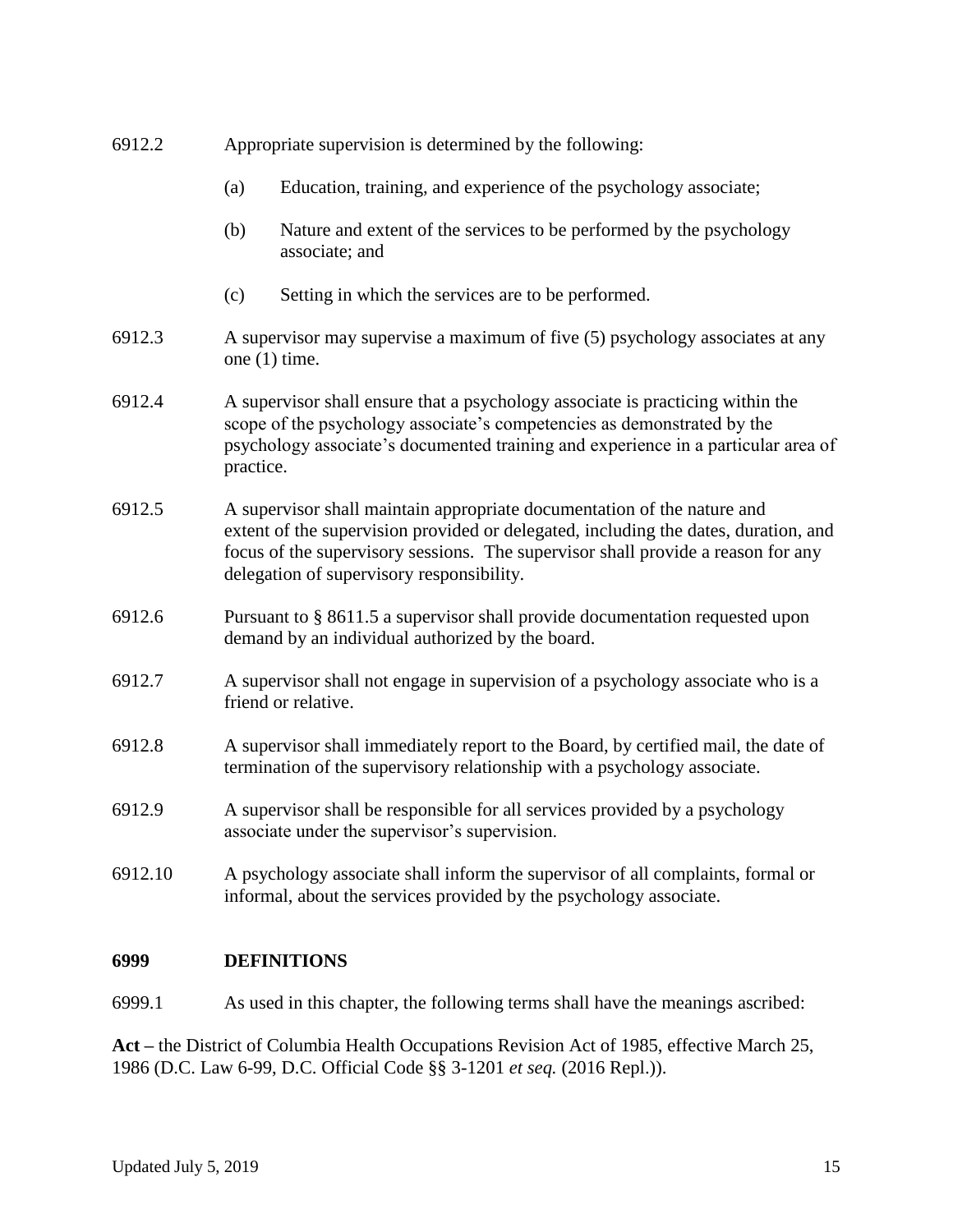6912.2 Appropriate supervision is determined by the following:

(a) Education, training, and experience of the psychology associate;

(b) Nature and extent of the services to be performed by the psychology associate; and

(c) Setting in which the services are to be performed.

6912.3 A supervisor may supervise a maximum of five (5) psychology associates at any one (1) time.

6912.4 A supervisor shall ensure that a psychology associate is practicing within the scope of the psychology associate's competencies as demonstrated by the psychology associate's documented training and experience in a particular area of practice.

6912.5 A supervisor shall maintain appropriate documentation of the nature and extent of the supervision provided or delegated, including the dates, duration, and focus of the supervisory sessions. The supervisor shall provide a reason for any delegation of supervisory responsibility.

6912.6 Pursuant to § 8611.5 a supervisor shall provide documentation requested upon demand by an individual authorized by the board.

6912.7 A supervisor shall not engage in supervision of a psychology associate who is a friend or relative.

6912.8 A supervisor shall immediately report to the Board, by certified mail, the date of termination of the supervisory relationship with a psychology associate.

6912.9 A supervisor shall be responsible for all services provided by a psychology associate under the supervisor's supervision.

6912.10 A psychology associate shall inform the supervisor of all complaints, formal or informal, about the services provided by the psychology associate.

## 6999 DEFINITIONS

6999.1 As used in this chapter, the following terms shall have the meanings ascribed:

**Act** – the District of Columbia Health Occupations Revision Act of 1985, effective March 25, 1986 (D.C. Law 6-99, D.C. Official Code §§ 3-1201 *et seq.* (2016 Repl.)).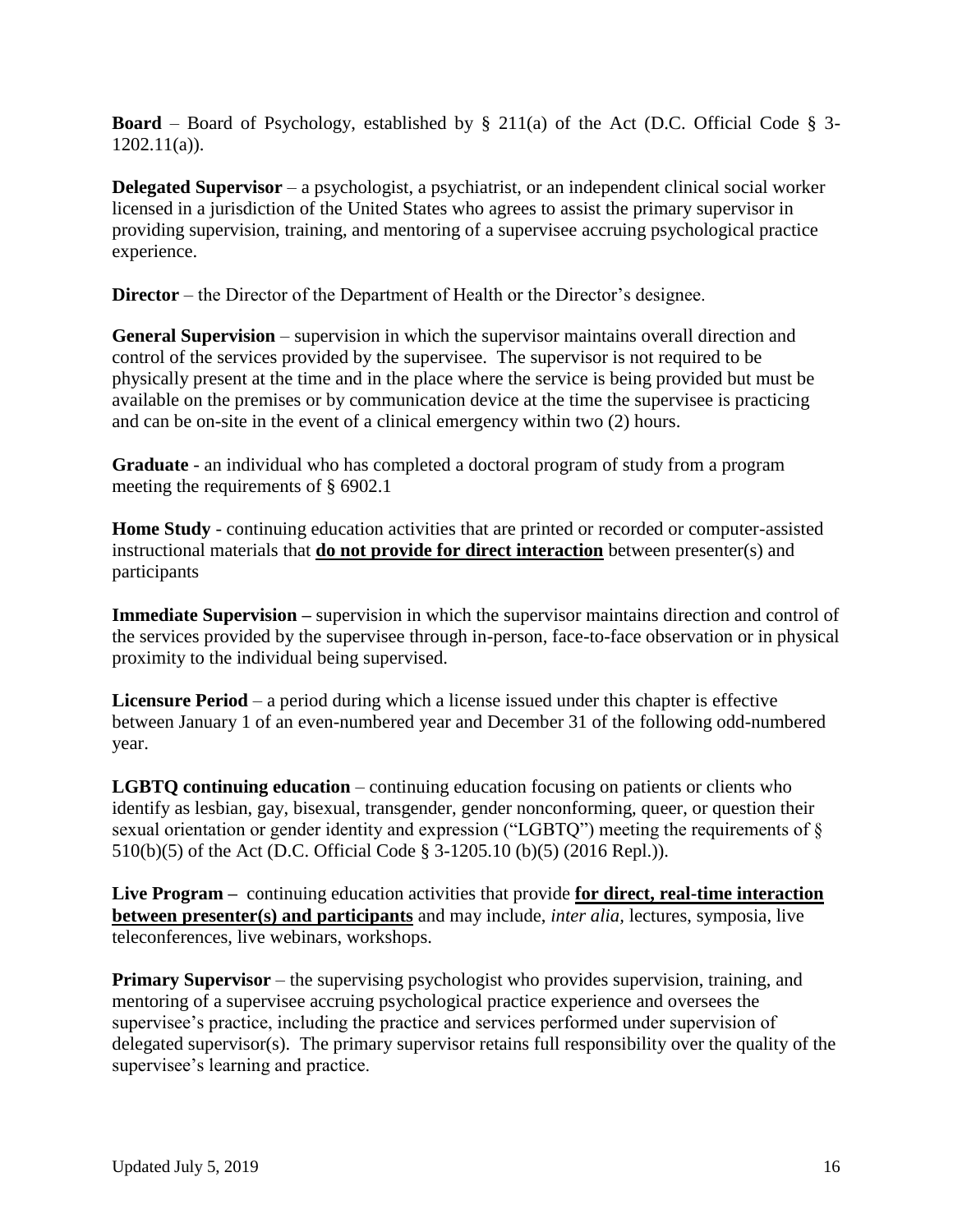**Board** – Board of Psychology, established by § 211(a) of the Act (D.C. Official Code § 3-1202.11(a)).

**Delegated Supervisor** – a psychologist, a psychiatrist, or an independent clinical social worker licensed in a jurisdiction of the United States who agrees to assist the primary supervisor in providing supervision, training, and mentoring of a supervisee accruing psychological practice experience.

**Director** – the Director of the Department of Health or the Director's designee.

**General Supervision** – supervision in which the supervisor maintains overall direction and control of the services provided by the supervisee. The supervisor is not required to be physically present at the time and in the place where the service is being provided but must be available on the premises or by communication device at the time the supervisee is practicing and can be on-site in the event of a clinical emergency within two (2) hours.

**Graduate** - an individual who has completed a doctoral program of study from a program meeting the requirements of § 6902.1

**Home Study** - continuing education activities that are printed or recorded or computer-assisted instructional materials that **<u>do not provide for direct interaction</u>** between presenter(s) and participants

**Immediate Supervision –** supervision in which the supervisor maintains direction and control of the services provided by the supervisee through in-person, face-to-face observation or in physical proximity to the individual being supervised.

**Licensure Period** – a period during which a license issued under this chapter is effective between January 1 of an even-numbered year and December 31 of the following odd-numbered year.

**LGBTQ continuing education** – continuing education focusing on patients or clients who identify as lesbian, gay, bisexual, transgender, gender nonconforming, queer, or question their sexual orientation or gender identity and expression ("LGBTQ") meeting the requirements of § 510(b)(5) of the Act (D.C. Official Code § 3-1205.10 (b)(5) (2016 Repl.)).

**Live Program –** continuing education activities that provide **<u>for direct, real-time interaction between presenter(s) and participants</u>** and may include, *inter alia*, lectures, symposia, live teleconferences, live webinars, workshops.

**Primary Supervisor** – the supervising psychologist who provides supervision, training, and mentoring of a supervisee accruing psychological practice experience and oversees the supervisee's practice, including the practice and services performed under supervision of delegated supervisor(s). The primary supervisor retains full responsibility over the quality of the supervisee's learning and practice.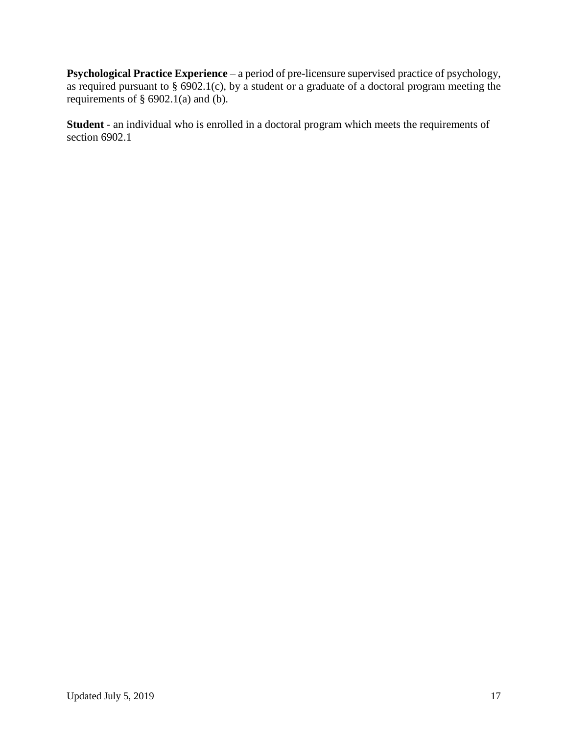**Psychological Practice Experience** – a period of pre-licensure supervised practice of psychology, as required pursuant to § 6902.1(c), by a student or a graduate of a doctoral program meeting the requirements of § 6902.1(a) and (b).

**Student** - an individual who is enrolled in a doctoral program which meets the requirements of section 6902.1